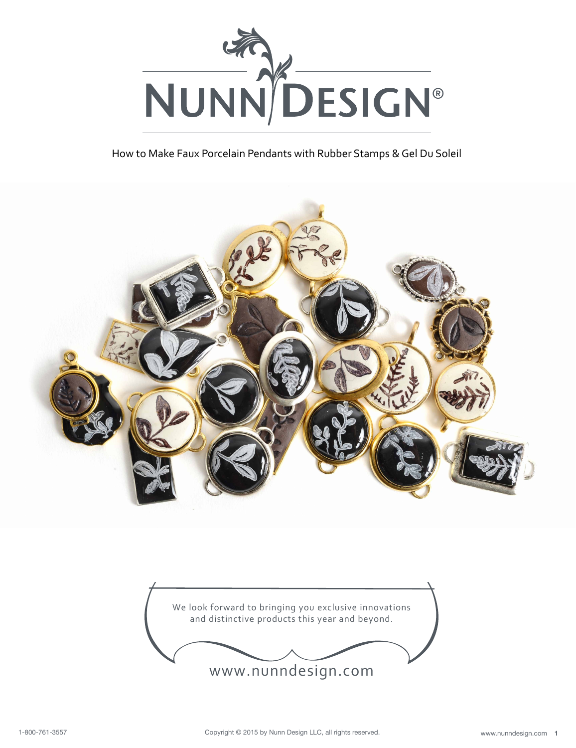# NUNN DESIGN®

How to Make Faux Porcelain Pendants with Rubber Stamps & Gel Du Soleil

We look forward to bringing you exclusive innovations and distinctive products this year and beyond.

www.nunndesign.com

1-800-761-3557

Copyright © 2015 by Nunn Design LLC, all rights reserved.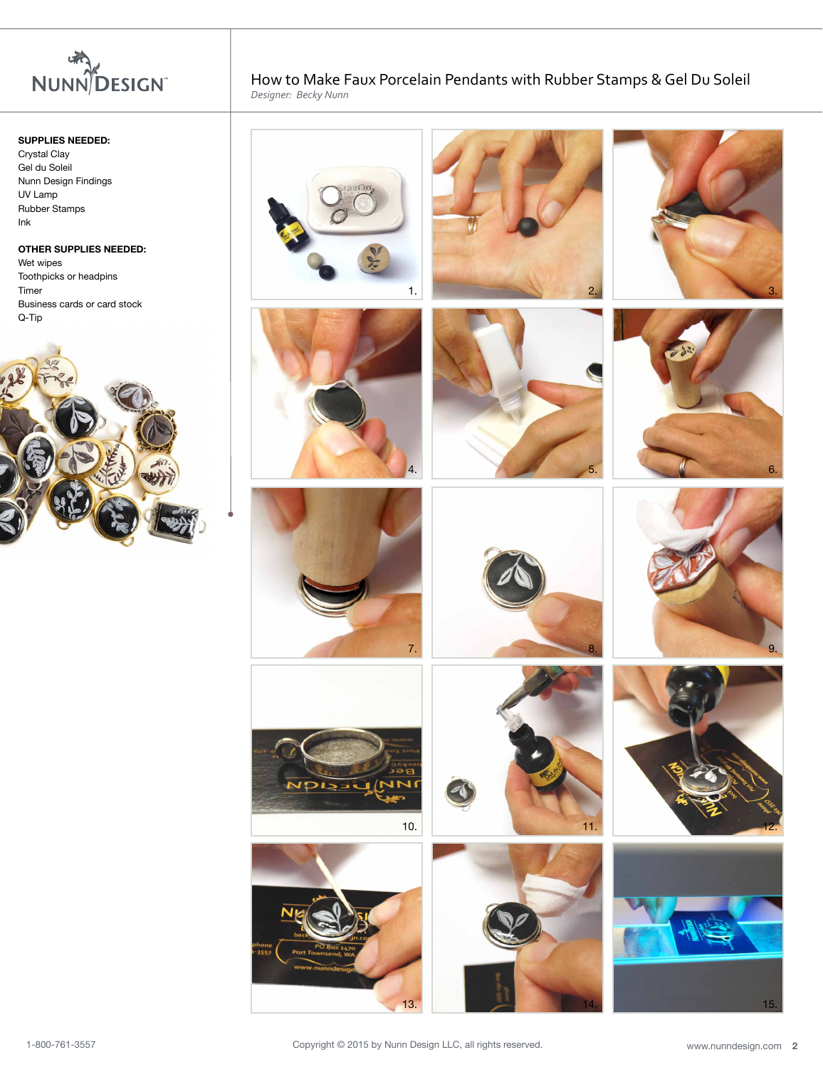# How to Make Faux Porcelain Pendants with Rubber Stamps & Gel Du Soleil

*Designer: Becky Nunn*

**SUPPLIES NEEDED:**

Crystal Clay
Gel du Soleil
Nunn Design Findings
UV Lamp
Rubber Stamps
Ink

**OTHER SUPPLIES NEEDED:**

Wet wipes
Toothpicks or headpins
Timer
Business cards or card stock
Q-Tip

1. 2. 3. 4. 5. 6. 7. 8. 9. 10. 11. 12. 13. 14. 15.

Copyright © 2015 by Nunn Design LLC, all rights reserved.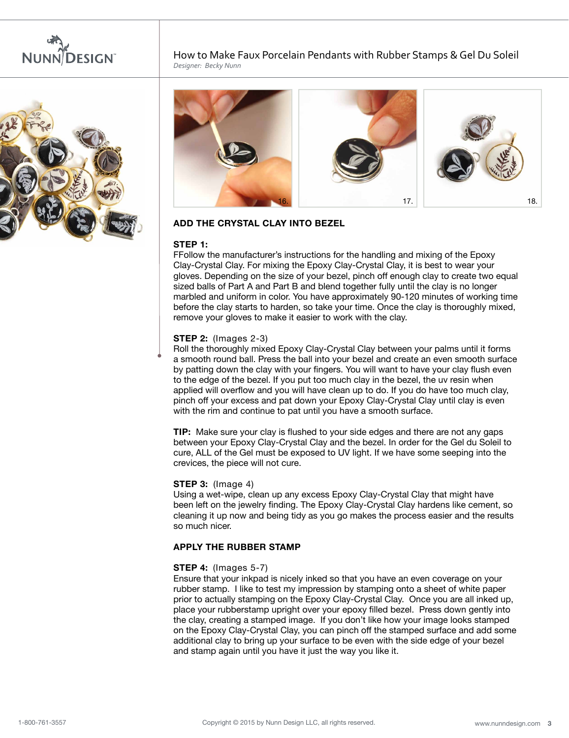## ADD THE CRYSTAL CLAY INTO BEZEL

**STEP 1:**
FFollow the manufacturer's instructions for the handling and mixing of the Epoxy Clay-Crystal Clay. For mixing the Epoxy Clay-Crystal Clay, it is best to wear your gloves. Depending on the size of your bezel, pinch off enough clay to create two equal sized balls of Part A and Part B and blend together fully until the clay is no longer marbled and uniform in color. You have approximately 90-120 minutes of working time before the clay starts to harden, so take your time. Once the clay is thoroughly mixed, remove your gloves to make it easier to work with the clay.

**STEP 2:** (Images 2-3)
Roll the thoroughly mixed Epoxy Clay-Crystal Clay between your palms until it forms a smooth round ball. Press the ball into your bezel and create an even smooth surface by patting down the clay with your fingers. You will want to have your clay flush even to the edge of the bezel. If you put too much clay in the bezel, the uv resin when applied will overflow and you will have clean up to do. If you do have too much clay, pinch off your excess and pat down your Epoxy Clay-Crystal Clay until clay is even with the rim and continue to pat until you have a smooth surface.

**TIP:** Make sure your clay is flushed to your side edges and there are not any gaps between your Epoxy Clay-Crystal Clay and the bezel. In order for the Gel du Soleil to cure, ALL of the Gel must be exposed to UV light. If we have some seeping into the crevices, the piece will not cure.

**STEP 3:** (Image 4)
Using a wet-wipe, clean up any excess Epoxy Clay-Crystal Clay that might have been left on the jewelry finding. The Epoxy Clay-Crystal Clay hardens like cement, so cleaning it up now and being tidy as you go makes the process easier and the results so much nicer.

## APPLY THE RUBBER STAMP

**STEP 4:** (Images 5-7)
Ensure that your inkpad is nicely inked so that you have an even coverage on your rubber stamp. I like to test my impression by stamping onto a sheet of white paper prior to actually stamping on the Epoxy Clay-Crystal Clay. Once you are all inked up, place your rubberstamp upright over your epoxy filled bezel. Press down gently into the clay, creating a stamped image. If you don't like how your image looks stamped on the Epoxy Clay-Crystal Clay, you can pinch off the stamped surface and add some additional clay to bring up your surface to be even with the side edge of your bezel and stamp again until you have it just the way you like it.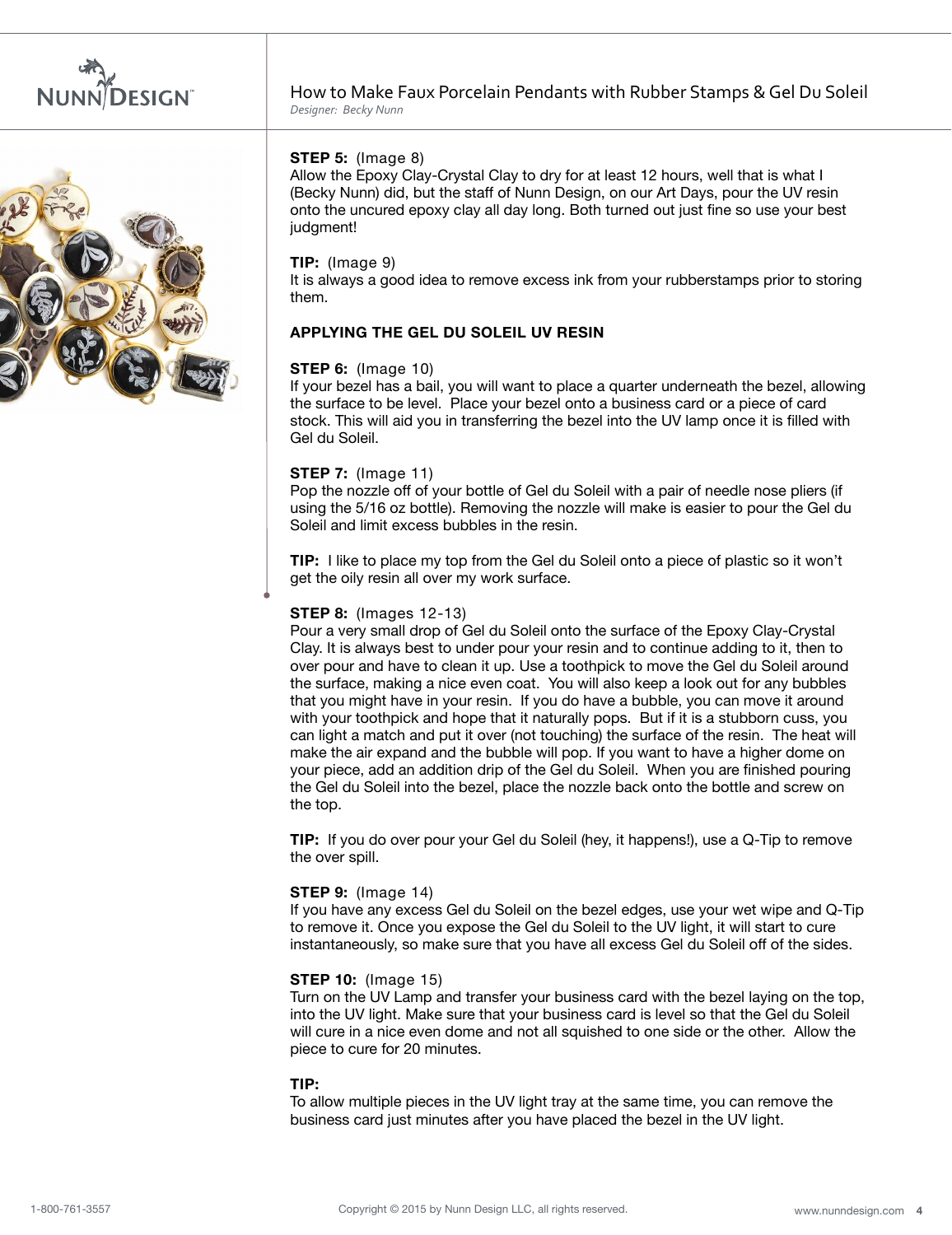**STEP 5:** (Image 8)
Allow the Epoxy Clay-Crystal Clay to dry for at least 12 hours, well that is what I (Becky Nunn) did, but the staff of Nunn Design, on our Art Days, pour the UV resin onto the uncured epoxy clay all day long. Both turned out just fine so use your best judgment!

**TIP:** (Image 9)
It is always a good idea to remove excess ink from your rubberstamps prior to storing them.

## APPLYING THE GEL DU SOLEIL UV RESIN

**STEP 6:** (Image 10)
If your bezel has a bail, you will want to place a quarter underneath the bezel, allowing the surface to be level. Place your bezel onto a business card or a piece of card stock. This will aid you in transferring the bezel into the UV lamp once it is filled with Gel du Soleil.

**STEP 7:** (Image 11)
Pop the nozzle off of your bottle of Gel du Soleil with a pair of needle nose pliers (if using the 5/16 oz bottle). Removing the nozzle will make is easier to pour the Gel du Soleil and limit excess bubbles in the resin.

**TIP:** I like to place my top from the Gel du Soleil onto a piece of plastic so it won't get the oily resin all over my work surface.

**STEP 8:** (Images 12-13)
Pour a very small drop of Gel du Soleil onto the surface of the Epoxy Clay-Crystal Clay. It is always best to under pour your resin and to continue adding to it, then to over pour and have to clean it up. Use a toothpick to move the Gel du Soleil around the surface, making a nice even coat. You will also keep a look out for any bubbles that you might have in your resin. If you do have a bubble, you can move it around with your toothpick and hope that it naturally pops. But if it is a stubborn cuss, you can light a match and put it over (not touching) the surface of the resin. The heat will make the air expand and the bubble will pop. If you want to have a higher dome on your piece, add an addition drip of the Gel du Soleil. When you are finished pouring the Gel du Soleil into the bezel, place the nozzle back onto the bottle and screw on the top.

**TIP:** If you do over pour your Gel du Soleil (hey, it happens!), use a Q-Tip to remove the over spill.

**STEP 9:** (Image 14)
If you have any excess Gel du Soleil on the bezel edges, use your wet wipe and Q-Tip to remove it. Once you expose the Gel du Soleil to the UV light, it will start to cure instantaneously, so make sure that you have all excess Gel du Soleil off of the sides.

**STEP 10:** (Image 15)
Turn on the UV Lamp and transfer your business card with the bezel laying on the top, into the UV light. Make sure that your business card is level so that the Gel du Soleil will cure in a nice even dome and not all squished to one side or the other. Allow the piece to cure for 20 minutes.

**TIP:**
To allow multiple pieces in the UV light tray at the same time, you can remove the business card just minutes after you have placed the bezel in the UV light.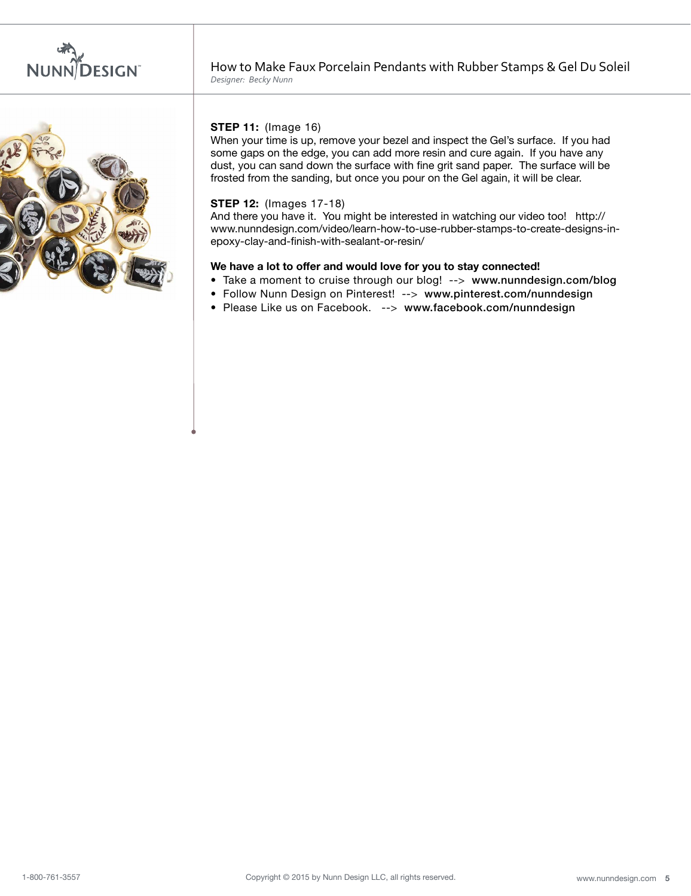**STEP 11:** (Image 16)
When your time is up, remove your bezel and inspect the Gel's surface. If you had some gaps on the edge, you can add more resin and cure again. If you have any dust, you can sand down the surface with fine grit sand paper. The surface will be frosted from the sanding, but once you pour on the Gel again, it will be clear.

**STEP 12:** (Images 17-18)
And there you have it. You might be interested in watching our video too! http://www.nunndesign.com/video/learn-how-to-use-rubber-stamps-to-create-designs-in-epoxy-clay-and-finish-with-sealant-or-resin/

**We have a lot to offer and would love for you to stay connected!**

- Take a moment to cruise through our blog! --> **www.nunndesign.com/blog**
- Follow Nunn Design on Pinterest! --> **www.pinterest.com/nunndesign**
- Please Like us on Facebook. --> **www.facebook.com/nunndesign**

1-800-761-3557

Copyright © 2015 by Nunn Design LLC, all rights reserved.